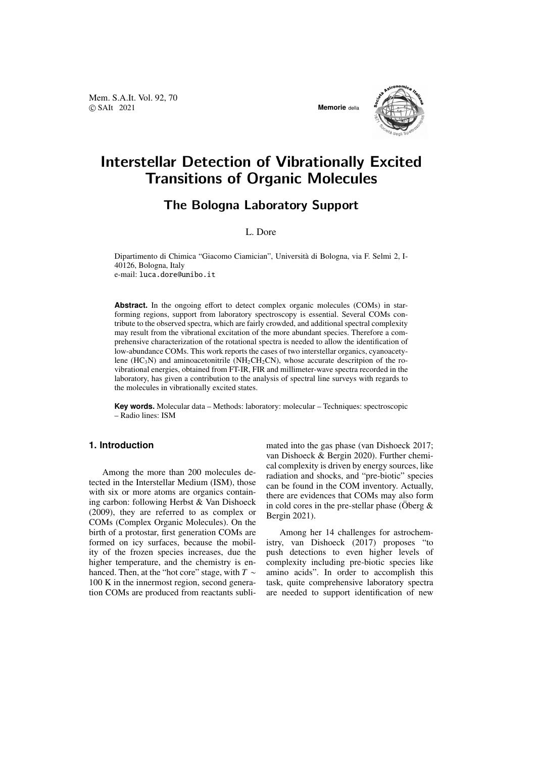# Interstellar Detection of Vibrationally Excited Transitions of Organic Molecules

## The Bologna Laboratory Support

L. Dore

Dipartimento di Chimica "Giacomo Ciamician", Università di Bologna, via F. Selmi 2, I-40126, Bologna, Italy
e-mail: luca.dore@unibo.it

**Abstract.** In the ongoing effort to detect complex organic molecules (COMs) in star-forming regions, support from laboratory spectroscopy is essential. Several COMs contribute to the observed spectra, which are fairly crowded, and additional spectral complexity may result from the vibrational excitation of the more abundant species. Therefore a comprehensive characterization of the rotational spectra is needed to allow the identification of low-abundance COMs. This work reports the cases of two interstellar organics, cyanoacetylene ($HC_3N$) and aminoacetonitrile ($NH_2CH_2CN$), whose accurate descritpion of the ro-vibrational energies, obtained from FT-IR, FIR and millimeter-wave spectra recorded in the laboratory, has given a contribution to the analysis of spectral line surveys with regards to the molecules in vibrationally excited states.

**Key words.** Molecular data – Methods: laboratory: molecular – Techniques: spectroscopic – Radio lines: ISM

## 1. Introduction

Among the more than 200 molecules detected in the Interstellar Medium (ISM), those with six or more atoms are organics containing carbon: following Herbst & Van Dishoeck (2009), they are referred to as complex or COMs (Complex Organic Molecules). On the birth of a protostar, first generation COMs are formed on icy surfaces, because the mobility of the frozen species increases, due the higher temperature, and the chemistry is enhanced. Then, at the "hot core" stage, with $T \sim 100$ K in the innermost region, second generation COMs are produced from reactants sublimated into the gas phase (van Dishoeck 2017; van Dishoeck & Bergin 2020). Further chemical complexity is driven by energy sources, like radiation and shocks, and "pre-biotic" species can be found in the COM inventory. Actually, there are evidences that COMs may also form in cold cores in the pre-stellar phase (Öberg & Bergin 2021).

Among her 14 challenges for astrochemistry, van Dishoeck (2017) proposes "to push detections to even higher levels of complexity including pre-biotic species like amino acids". In order to accomplish this task, quite comprehensive laboratory spectra are needed to support identification of new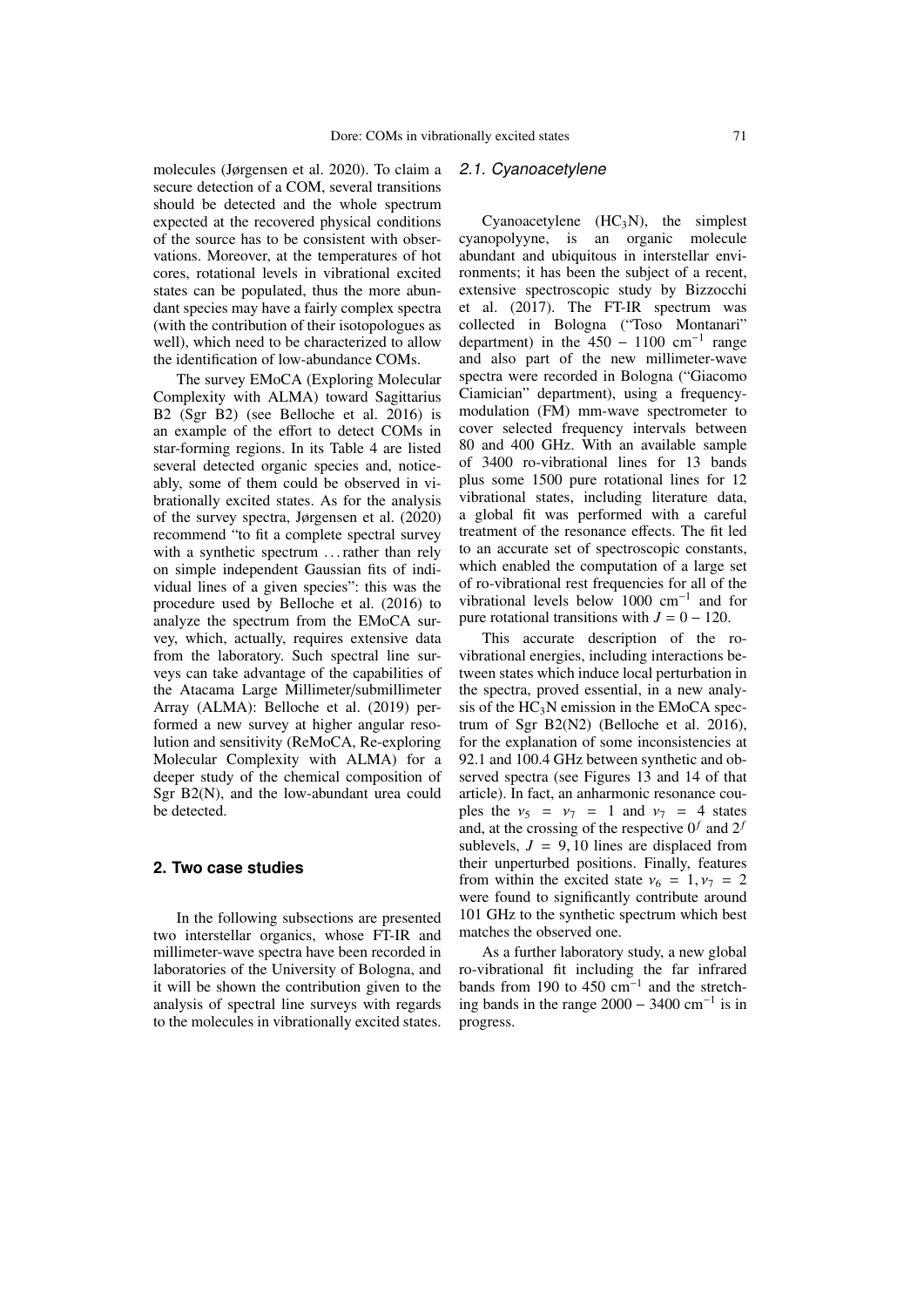molecules (Jørgensen et al. 2020). To claim a secure detection of a COM, several transitions should be detected and the whole spectrum expected at the recovered physical conditions of the source has to be consistent with observations. Moreover, at the temperatures of hot cores, rotational levels in vibrational excited states can be populated, thus the more abundant species may have a fairly complex spectra (with the contribution of their isotopologues as well), which need to be characterized to allow the identification of low-abundance COMs.

The survey EMoCA (Exploring Molecular Complexity with ALMA) toward Sagittarius B2 (Sgr B2) (see Belloche et al. 2016) is an example of the effort to detect COMs in star-forming regions. In its Table 4 are listed several detected organic species and, noticeably, some of them could be observed in vibrationally excited states. As for the analysis of the survey spectra, Jørgensen et al. (2020) recommend "to fit a complete spectral survey with a synthetic spectrum . . . rather than rely on simple independent Gaussian fits of individual lines of a given species": this was the procedure used by Belloche et al. (2016) to analyze the spectrum from the EMoCA survey, which, actually, requires extensive data from the laboratory. Such spectral line surveys can take advantage of the capabilities of the Atacama Large Millimeter/submillimeter Array (ALMA): Belloche et al. (2019) performed a new survey at higher angular resolution and sensitivity (ReMoCA, Re-exploring Molecular Complexity with ALMA) for a deeper study of the chemical composition of Sgr B2(N), and the low-abundant urea could be detected.

## 2. Two case studies

In the following subsections are presented two interstellar organics, whose FT-IR and millimeter-wave spectra have been recorded in laboratories of the University of Bologna, and it will be shown the contribution given to the analysis of spectral line surveys with regards to the molecules in vibrationally excited states.

### 2.1. Cyanoacetylene

Cyanoacetylene ($HC_3N$), the simplest cyanopolyyne, is an organic molecule abundant and ubiquitous in interstellar environments; it has been the subject of a recent, extensive spectroscopic study by Bizzocchi et al. (2017). The FT-IR spectrum was collected in Bologna ("Toso Montanari" department) in the $450 - 1100$ cm$^{-1}$ range and also part of the new millimeter-wave spectra were recorded in Bologna ("Giacomo Ciamician" department), using a frequency-modulation (FM) mm-wave spectrometer to cover selected frequency intervals between 80 and 400 GHz. With an available sample of 3400 ro-vibrational lines for 13 bands plus some 1500 pure rotational lines for 12 vibrational states, including literature data, a global fit was performed with a careful treatment of the resonance effects. The fit led to an accurate set of spectroscopic constants, which enabled the computation of a large set of ro-vibrational rest frequencies for all of the vibrational levels below 1000 cm$^{-1}$ and for pure rotational transitions with $J = 0 - 120$.

This accurate description of the ro-vibrational energies, including interactions between states which induce local perturbation in the spectra, proved essential, in a new analysis of the $HC_3N$ emission in the EMoCA spectrum of Sgr B2(N2) (Belloche et al. 2016), for the explanation of some inconsistencies at 92.1 and 100.4 GHz between synthetic and observed spectra (see Figures 13 and 14 of that article). In fact, an anharmonic resonance couples the $v_5 = v_7 = 1$ and $v_7 = 4$ states and, at the crossing of the respective $0^f$ and $2^f$ sublevels, $J = 9, 10$ lines are displaced from their unperturbed positions. Finally, features from within the excited state $v_6 = 1, v_7 = 2$ were found to significantly contribute around 101 GHz to the synthetic spectrum which best matches the observed one.

As a further laboratory study, a new global ro-vibrational fit including the far infrared bands from 190 to 450 cm$^{-1}$ and the stretching bands in the range $2000 - 3400$ cm$^{-1}$ is in progress.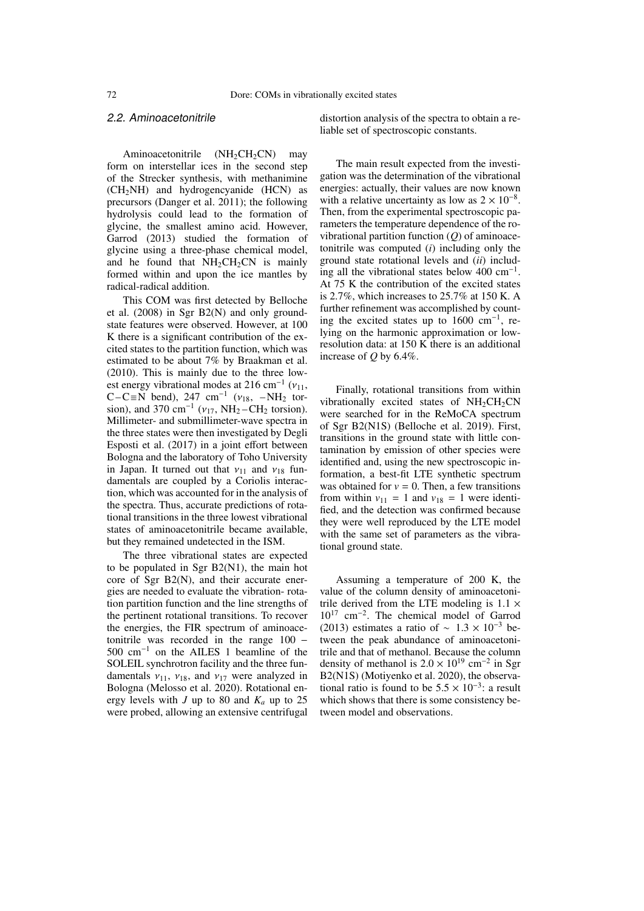### 2.2. Aminoacetonitrile

Aminoacetonitrile ($NH_2CH_2CN$) may form on interstellar ices in the second step of the Strecker synthesis, with methanimine ($CH_2NH$) and hydrogencyanide (HCN) as precursors (Danger et al. 2011); the following hydrolysis could lead to the formation of glycine, the smallest amino acid. However, Garrod (2013) studied the formation of glycine using a three-phase chemical model, and he found that $NH_2CH_2CN$ is mainly formed within and upon the ice mantles by radical-radical addition.

This COM was first detected by Belloche et al. (2008) in Sgr B2(N) and only ground-state features were observed. However, at 100 K there is a significant contribution of the excited states to the partition function, which was estimated to be about 7% by Braakman et al. (2010). This is mainly due to the three lowest energy vibrational modes at 216 $cm^{-1}$ ($\nu_{11}$, C−C≡N bend), 247 $cm^{-1}$ ($\nu_{18}$, $-NH_2$ torsion), and 370 $cm^{-1}$ ($\nu_{17}$, $NH_2-CH_2$ torsion). Millimeter- and submillimeter-wave spectra in the three states were then investigated by Degli Esposti et al. (2017) in a joint effort between Bologna and the laboratory of Toho University in Japan. It turned out that $\nu_{11}$ and $\nu_{18}$ fundamentals are coupled by a Coriolis interaction, which was accounted for in the analysis of the spectra. Thus, accurate predictions of rotational transitions in the three lowest vibrational states of aminoacetonitrile became available, but they remained undetected in the ISM.

The three vibrational states are expected to be populated in Sgr B2(N1), the main hot core of Sgr B2(N), and their accurate energies are needed to evaluate the vibration- rotation partition function and the line strengths of the pertinent rotational transitions. To recover the energies, the FIR spectrum of aminoacetonitrile was recorded in the range 100 – 500 $cm^{-1}$ on the AILES 1 beamline of the SOLEIL synchrotron facility and the three fundamentals $\nu_{11}$, $\nu_{18}$, and $\nu_{17}$ were analyzed in Bologna (Melosso et al. 2020). Rotational energy levels with $J$ up to 80 and $K_a$ up to 25 were probed, allowing an extensive centrifugal distortion analysis of the spectra to obtain a reliable set of spectroscopic constants.

The main result expected from the investigation was the determination of the vibrational energies: actually, their values are now known with a relative uncertainty as low as $2 \times 10^{-8}$. Then, from the experimental spectroscopic parameters the temperature dependence of the rovibrational partition function ($Q$) of aminoacetonitrile was computed (*i*) including only the ground state rotational levels and (*ii*) including all the vibrational states below 400 $cm^{-1}$. At 75 K the contribution of the excited states is 2.7%, which increases to 25.7% at 150 K. A further refinement was accomplished by counting the excited states up to 1600 $cm^{-1}$, relying on the harmonic approximation or low-resolution data: at 150 K there is an additional increase of $Q$ by 6.4%.

Finally, rotational transitions from within vibrationally excited states of $NH_2CH_2CN$ were searched for in the ReMoCA spectrum of Sgr B2(N1S) (Belloche et al. 2019). First, transitions in the ground state with little contamination by emission of other species were identified and, using the new spectroscopic information, a best-fit LTE synthetic spectrum was obtained for $v = 0$. Then, a few transitions from within $\nu_{11} = 1$ and $\nu_{18} = 1$ were identified, and the detection was confirmed because they were well reproduced by the LTE model with the same set of parameters as the vibrational ground state.

Assuming a temperature of 200 K, the value of the column density of aminoacetonitrile derived from the LTE modeling is $1.1 \times 10^{17}$ $cm^{-2}$. The chemical model of Garrod (2013) estimates a ratio of $\sim 1.3 \times 10^{-3}$ between the peak abundance of aminoacetonitrile and that of methanol. Because the column density of methanol is $2.0 \times 10^{19}$ $cm^{-2}$ in Sgr B2(N1S) (Motiyenko et al. 2020), the observational ratio is found to be $5.5 \times 10^{-3}$: a result which shows that there is some consistency between model and observations.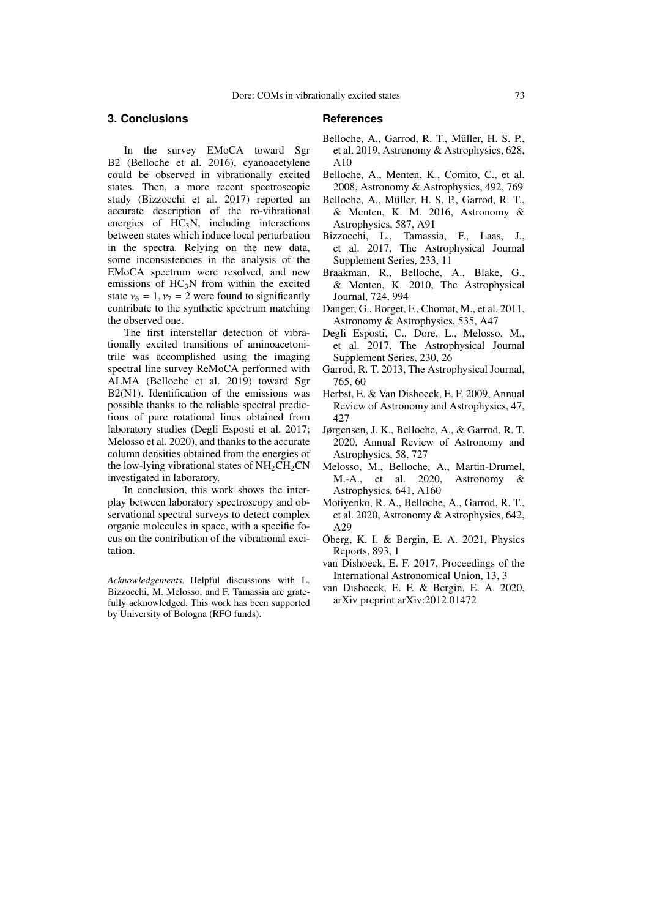## 3. Conclusions

In the survey EMoCA toward Sgr B2 (Belloche et al. 2016), cyanoacetylene could be observed in vibrationally excited states. Then, a more recent spectroscopic study (Bizzocchi et al. 2017) reported an accurate description of the ro-vibrational energies of $HC_3N$, including interactions between states which induce local perturbation in the spectra. Relying on the new data, some inconsistencies in the analysis of the EMoCA spectrum were resolved, and new emissions of $HC_3N$ from within the excited state $v_6 = 1, v_7 = 2$ were found to significantly contribute to the synthetic spectrum matching the observed one.

The first interstellar detection of vibrationally excited transitions of aminoacetonitrile was accomplished using the imaging spectral line survey ReMoCA performed with ALMA (Belloche et al. 2019) toward Sgr B2(N1). Identification of the emissions was possible thanks to the reliable spectral predictions of pure rotational lines obtained from laboratory studies (Degli Esposti et al. 2017; Melosso et al. 2020), and thanks to the accurate column densities obtained from the energies of the low-lying vibrational states of $NH_2CH_2CN$ investigated in laboratory.

In conclusion, this work shows the interplay between laboratory spectroscopy and observational spectral surveys to detect complex organic molecules in space, with a specific focus on the contribution of the vibrational excitation.

*Acknowledgements.* Helpful discussions with L. Bizzocchi, M. Melosso, and F. Tamassia are gratefully acknowledged. This work has been supported by University of Bologna (RFO funds).

## References

Belloche, A., Garrod, R. T., Müller, H. S. P., et al. 2019, Astronomy & Astrophysics, 628, A10

Belloche, A., Menten, K., Comito, C., et al. 2008, Astronomy & Astrophysics, 492, 769

Belloche, A., Müller, H. S. P., Garrod, R. T., & Menten, K. M. 2016, Astronomy & Astrophysics, 587, A91

Bizzocchi, L., Tamassia, F., Laas, J., et al. 2017, The Astrophysical Journal Supplement Series, 233, 11

Braakman, R., Belloche, A., Blake, G., & Menten, K. 2010, The Astrophysical Journal, 724, 994

Danger, G., Borget, F., Chomat, M., et al. 2011, Astronomy & Astrophysics, 535, A47

Degli Esposti, C., Dore, L., Melosso, M., et al. 2017, The Astrophysical Journal Supplement Series, 230, 26

Garrod, R. T. 2013, The Astrophysical Journal, 765, 60

Herbst, E. & Van Dishoeck, E. F. 2009, Annual Review of Astronomy and Astrophysics, 47, 427

Jørgensen, J. K., Belloche, A., & Garrod, R. T. 2020, Annual Review of Astronomy and Astrophysics, 58, 727

Melosso, M., Belloche, A., Martin-Drumel, M.-A., et al. 2020, Astronomy & Astrophysics, 641, A160

Motiyenko, R. A., Belloche, A., Garrod, R. T., et al. 2020, Astronomy & Astrophysics, 642, A29

Öberg, K. I. & Bergin, E. A. 2021, Physics Reports, 893, 1

van Dishoeck, E. F. 2017, Proceedings of the International Astronomical Union, 13, 3

van Dishoeck, E. F. & Bergin, E. A. 2020, arXiv preprint arXiv:2012.01472